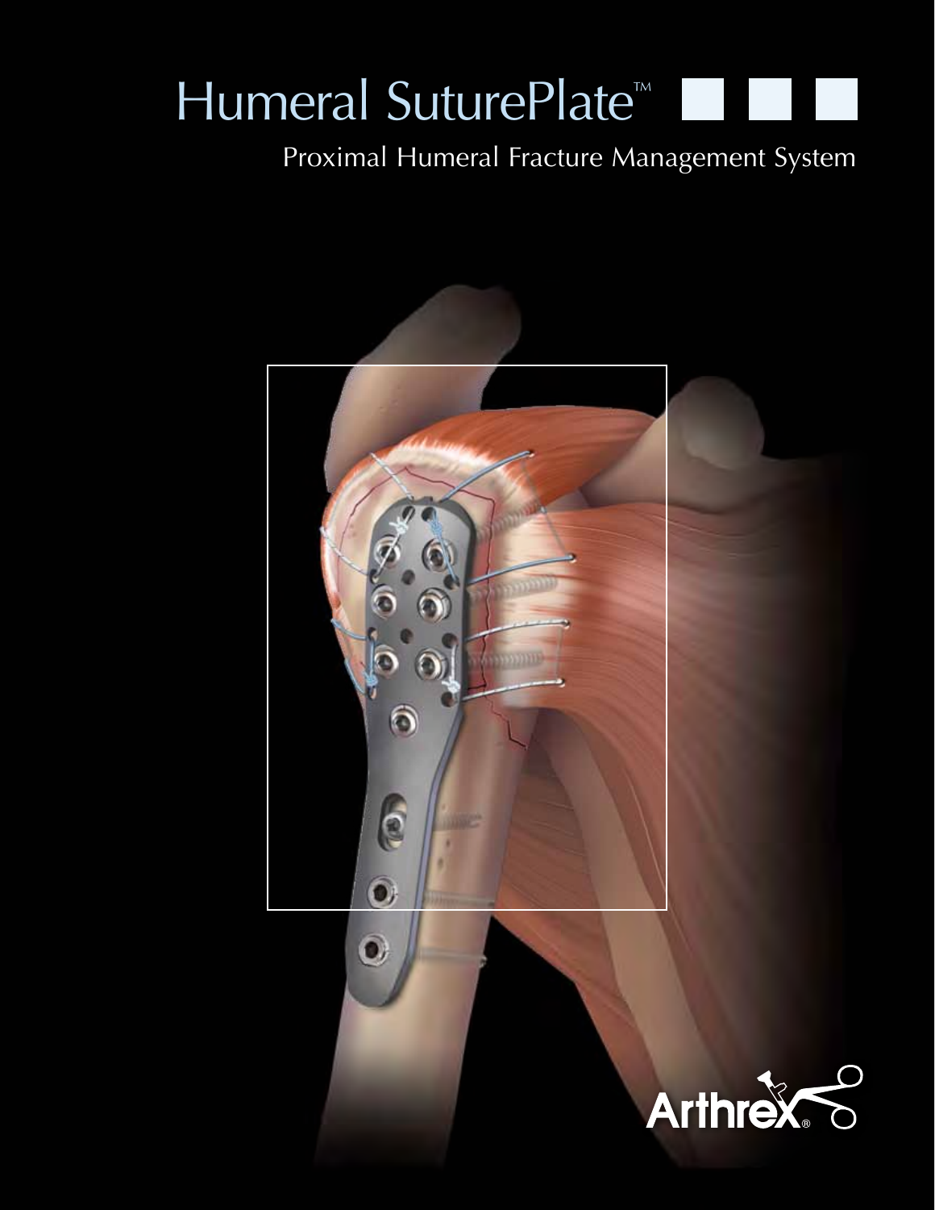# Humeral SuturePlate™

Proximal Humeral Fracture Management System

Arthrex®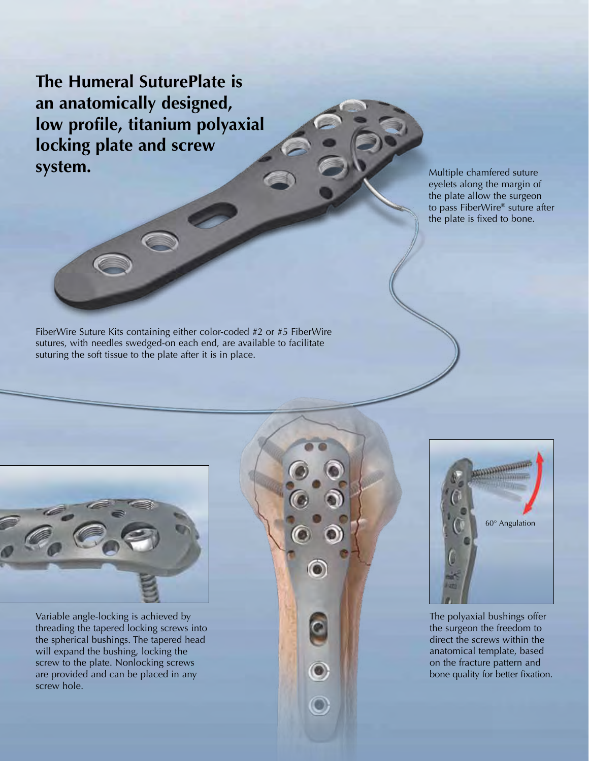## The Humeral SuturePlate is an anatomically designed, low profile, titanium polyaxial locking plate and screw system.

Multiple chamfered suture eyelets along the margin of the plate allow the surgeon to pass FiberWire® suture after the plate is fixed to bone.

FiberWire Suture Kits containing either color-coded #2 or #5 FiberWire sutures, with needles swedged-on each end, are available to facilitate suturing the soft tissue to the plate after it is in place.

Variable angle-locking is achieved by threading the tapered locking screws into the spherical bushings. The tapered head will expand the bushing, locking the screw to the plate. Nonlocking screws are provided and can be placed in any screw hole.

60° Angulation

The polyaxial bushings offer the surgeon the freedom to direct the screws within the anatomical template, based on the fracture pattern and bone quality for better fixation.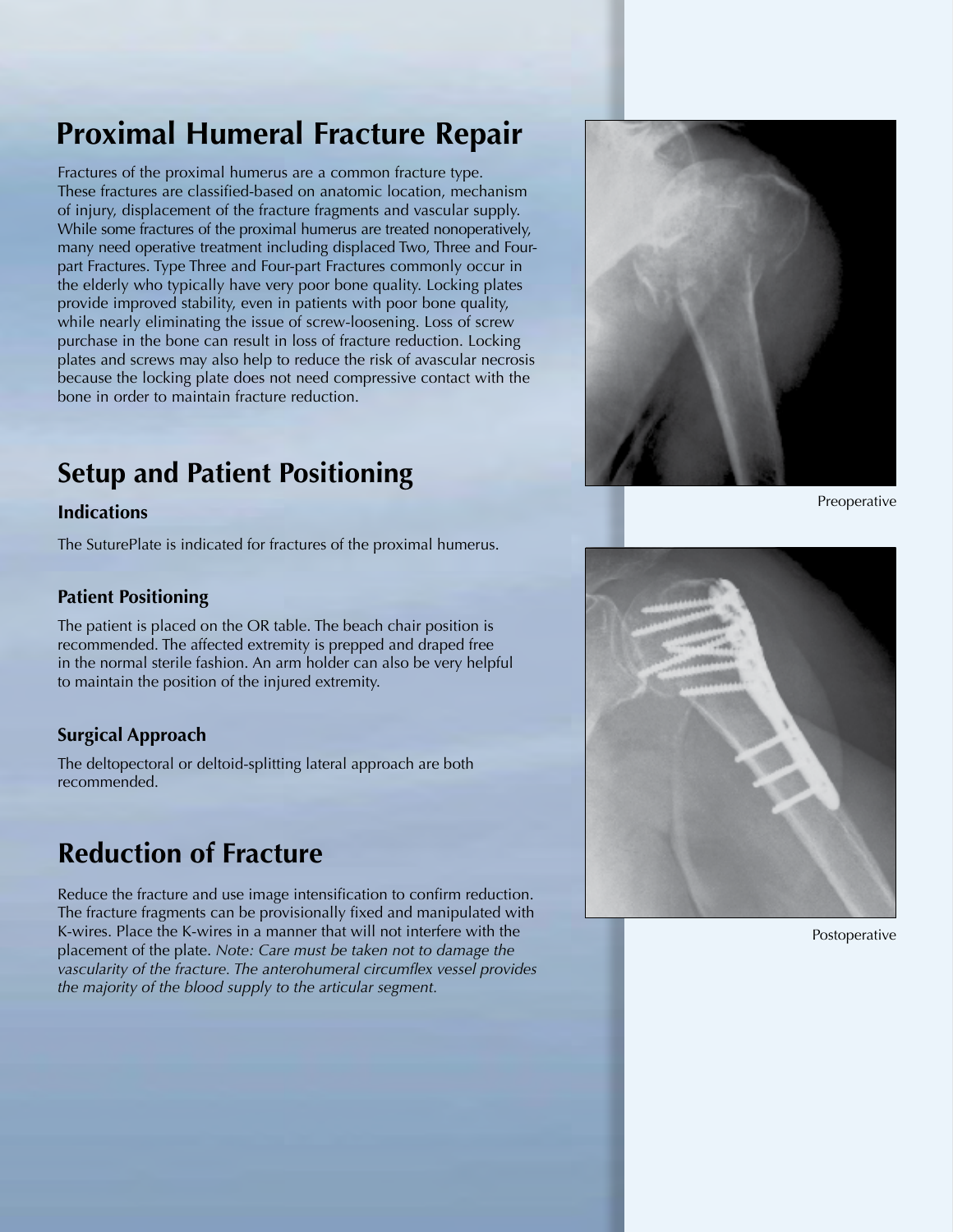# Proximal Humeral Fracture Repair

Fractures of the proximal humerus are a common fracture type. These fractures are classified-based on anatomic location, mechanism of injury, displacement of the fracture fragments and vascular supply. While some fractures of the proximal humerus are treated nonoperatively, many need operative treatment including displaced Two, Three and Four-part Fractures. Type Three and Four-part Fractures commonly occur in the elderly who typically have very poor bone quality. Locking plates provide improved stability, even in patients with poor bone quality, while nearly eliminating the issue of screw-loosening. Loss of screw purchase in the bone can result in loss of fracture reduction. Locking plates and screws may also help to reduce the risk of avascular necrosis because the locking plate does not need compressive contact with the bone in order to maintain fracture reduction.

Preoperative

# Setup and Patient Positioning

### Indications

The SuturePlate is indicated for fractures of the proximal humerus.

### Patient Positioning

The patient is placed on the OR table. The beach chair position is recommended. The affected extremity is prepped and draped free in the normal sterile fashion. An arm holder can also be very helpful to maintain the position of the injured extremity.

### Surgical Approach

The deltopectoral or deltoid-splitting lateral approach are both recommended.

# Reduction of Fracture

Reduce the fracture and use image intensification to confirm reduction. The fracture fragments can be provisionally fixed and manipulated with K-wires. Place the K-wires in a manner that will not interfere with the placement of the plate. *Note: Care must be taken not to damage the vascularity of the fracture. The anterohumeral circumflex vessel provides the majority of the blood supply to the articular segment.*

Postoperative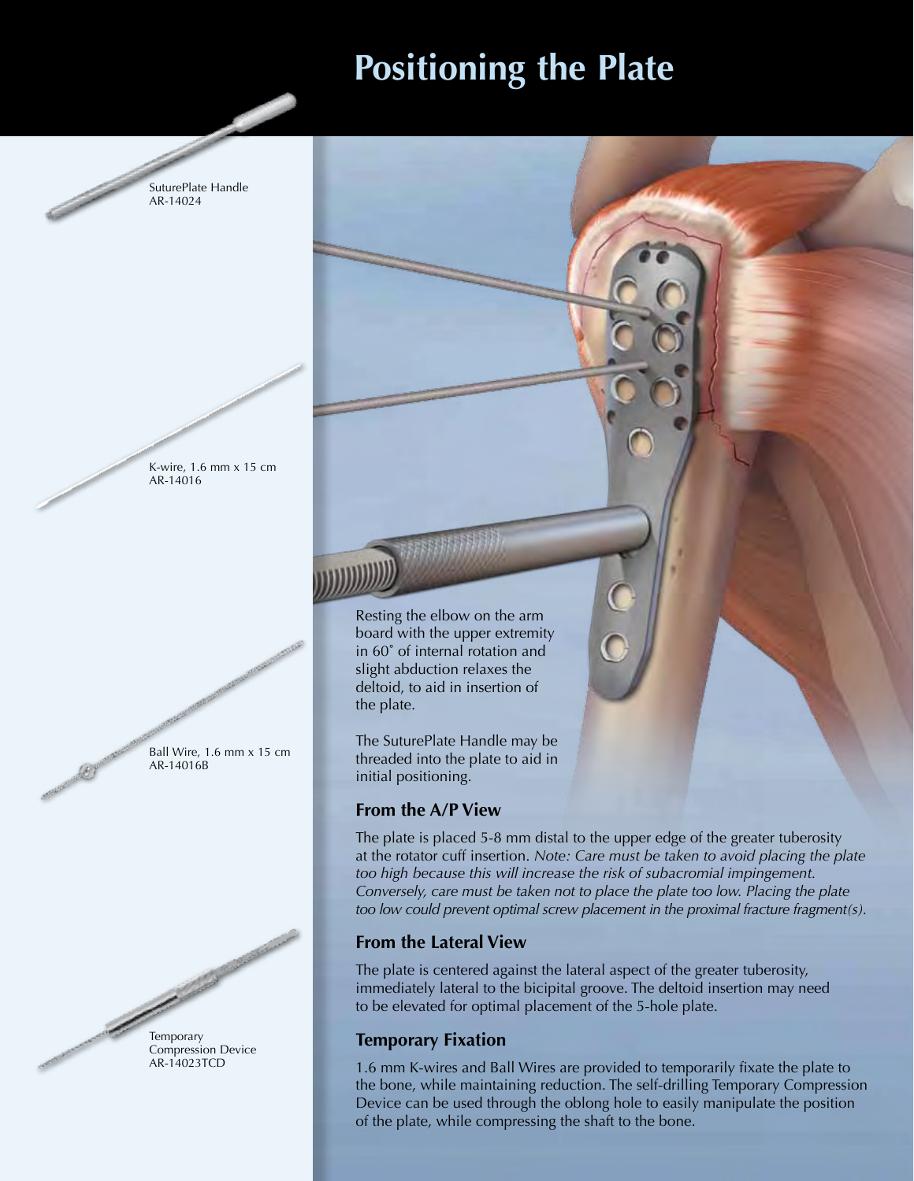# Positioning the Plate

SuturePlate Handle
AR-14024

K-wire, 1.6 mm x 15 cm
AR-14016

Ball Wire, 1.6 mm x 15 cm
AR-14016B

Temporary
Compression Device
AR-14023TCD

Resting the elbow on the arm board with the upper extremity in 60˚ of internal rotation and slight abduction relaxes the deltoid, to aid in insertion of the plate.

The SuturePlate Handle may be threaded into the plate to aid in initial positioning.

### From the A/P View

The plate is placed 5-8 mm distal to the upper edge of the greater tuberosity at the rotator cuff insertion. *Note: Care must be taken to avoid placing the plate too high because this will increase the risk of subacromial impingement. Conversely, care must be taken not to place the plate too low. Placing the plate too low could prevent optimal screw placement in the proximal fracture fragment(s).*

### From the Lateral View

The plate is centered against the lateral aspect of the greater tuberosity, immediately lateral to the bicipital groove. The deltoid insertion may need to be elevated for optimal placement of the 5-hole plate.

### Temporary Fixation

1.6 mm K-wires and Ball Wires are provided to temporarily fixate the plate to the bone, while maintaining reduction. The self-drilling Temporary Compression Device can be used through the oblong hole to easily manipulate the position of the plate, while compressing the shaft to the bone.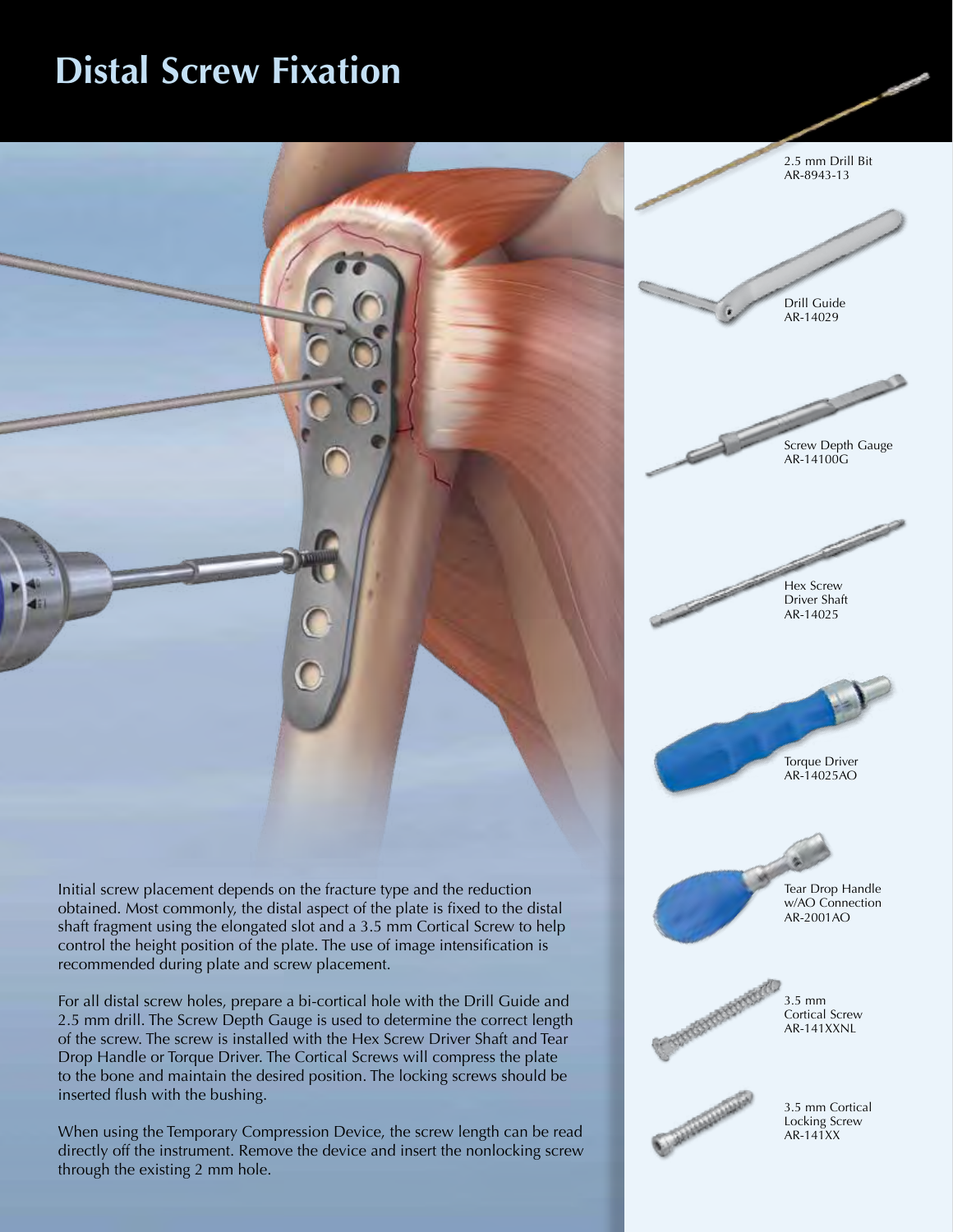# Distal Screw Fixation

2.5 mm Drill Bit
AR-8943-13

Drill Guide
AR-14029

Screw Depth Gauge
AR-14100G

Hex Screw
Driver Shaft
AR-14025

Torque Driver
AR-14025AO

Tear Drop Handle
w/AO Connection
AR-2001AO

3.5 mm
Cortical Screw
AR-141XXNL

3.5 mm Cortical
Locking Screw
AR-141XX

Initial screw placement depends on the fracture type and the reduction obtained. Most commonly, the distal aspect of the plate is fixed to the distal shaft fragment using the elongated slot and a 3.5 mm Cortical Screw to help control the height position of the plate. The use of image intensification is recommended during plate and screw placement.

For all distal screw holes, prepare a bi-cortical hole with the Drill Guide and 2.5 mm drill. The Screw Depth Gauge is used to determine the correct length of the screw. The screw is installed with the Hex Screw Driver Shaft and Tear Drop Handle or Torque Driver. The Cortical Screws will compress the plate to the bone and maintain the desired position. The locking screws should be inserted flush with the bushing.

When using the Temporary Compression Device, the screw length can be read directly off the instrument. Remove the device and insert the nonlocking screw through the existing 2 mm hole.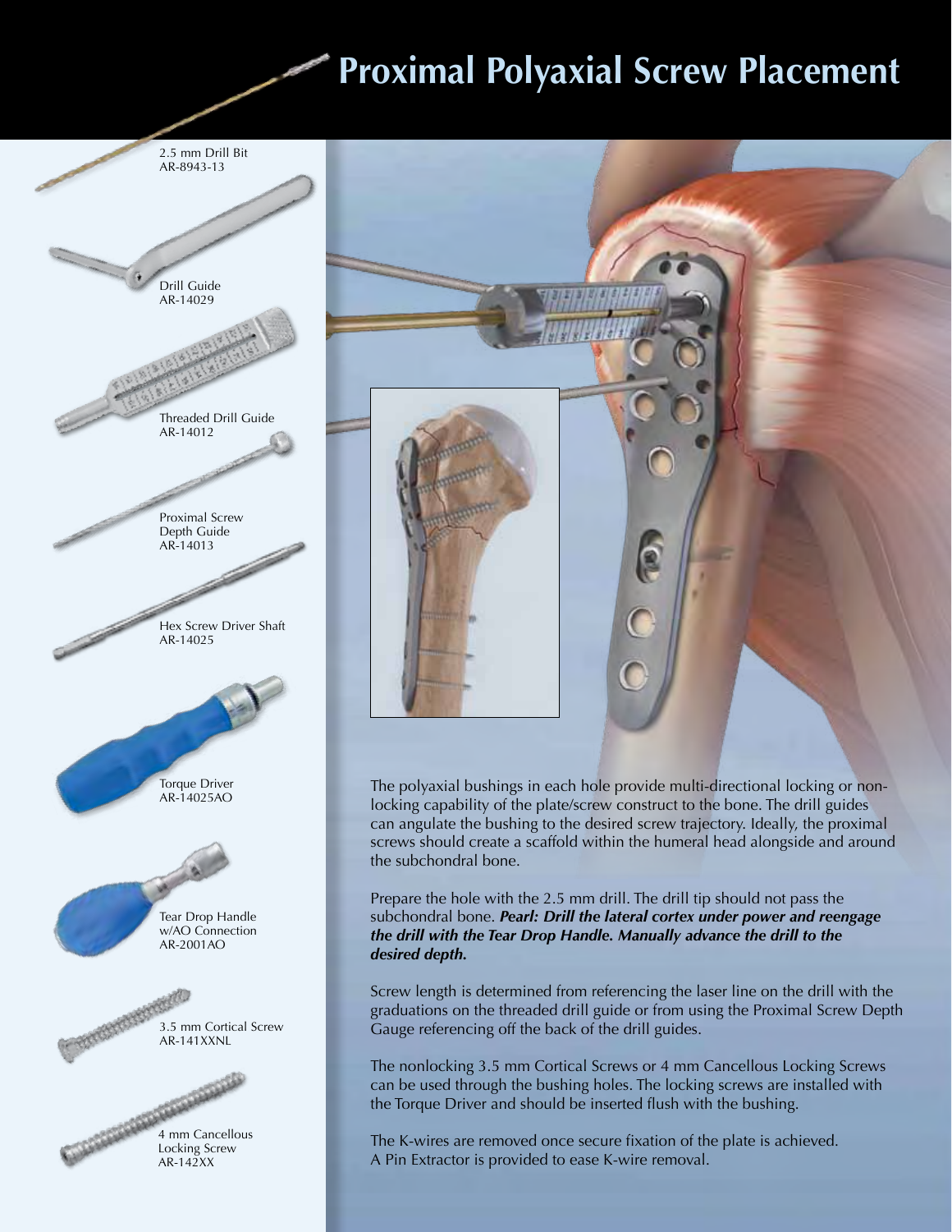# Proximal Polyaxial Screw Placement

2.5 mm Drill Bit
AR-8943-13

Drill Guide
AR-14029

Threaded Drill Guide
AR-14012

Proximal Screw
Depth Guide
AR-14013

Hex Screw Driver Shaft
AR-14025

Torque Driver
AR-14025AO

Tear Drop Handle
w/AO Connection
AR-2001AO

3.5 mm Cortical Screw
AR-141XXNL

4 mm Cancellous
Locking Screw
AR-142XX

The polyaxial bushings in each hole provide multi-directional locking or non-locking capability of the plate/screw construct to the bone. The drill guides can angulate the bushing to the desired screw trajectory. Ideally, the proximal screws should create a scaffold within the humeral head alongside and around the subchondral bone.

Prepare the hole with the 2.5 mm drill. The drill tip should not pass the subchondral bone. ***Pearl: Drill the lateral cortex under power and reengage the drill with the Tear Drop Handle. Manually advance the drill to the desired depth.***

Screw length is determined from referencing the laser line on the drill with the graduations on the threaded drill guide or from using the Proximal Screw Depth Gauge referencing off the back of the drill guides.

The nonlocking 3.5 mm Cortical Screws or 4 mm Cancellous Locking Screws can be used through the bushing holes. The locking screws are installed with the Torque Driver and should be inserted flush with the bushing.

The K-wires are removed once secure fixation of the plate is achieved. A Pin Extractor is provided to ease K-wire removal.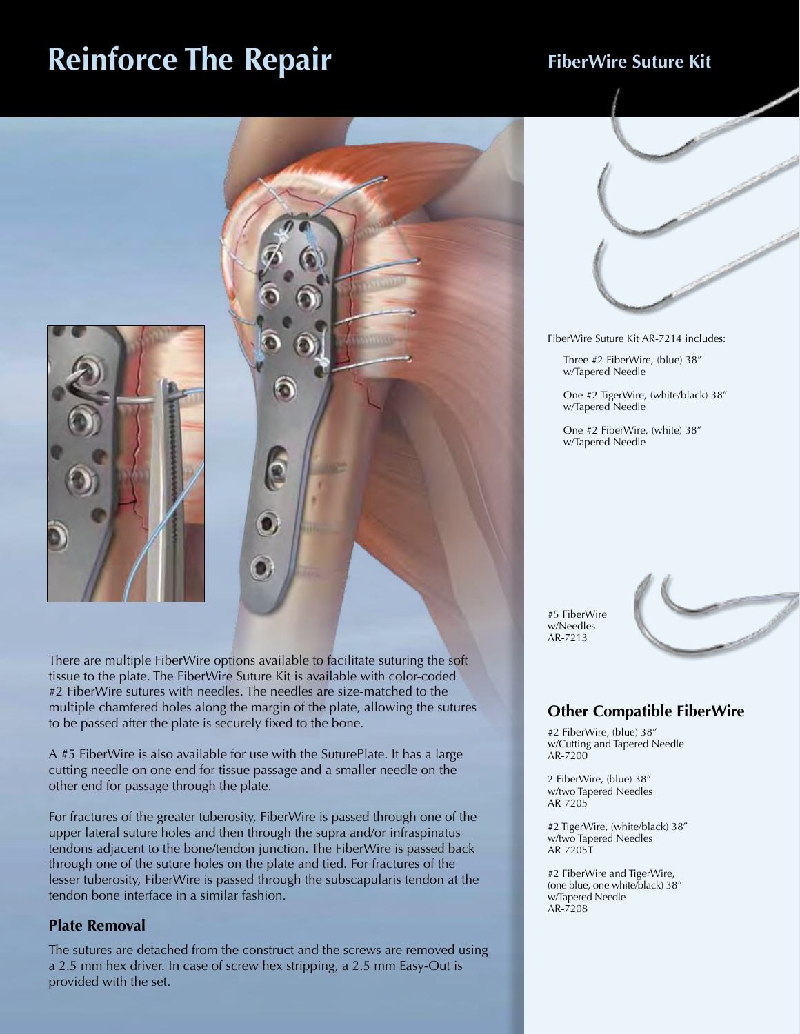# Reinforce The Repair

## FiberWire Suture Kit

There are multiple FiberWire options available to facilitate suturing the soft tissue to the plate. The FiberWire Suture Kit is available with color-coded #2 FiberWire sutures with needles. The needles are size-matched to the multiple chamfered holes along the margin of the plate, allowing the sutures to be passed after the plate is securely fixed to the bone.

A #5 FiberWire is also available for use with the SuturePlate. It has a large cutting needle on one end for tissue passage and a smaller needle on the other end for passage through the plate.

For fractures of the greater tuberosity, FiberWire is passed through one of the upper lateral suture holes and then through the supra and/or infraspinatus tendons adjacent to the bone/tendon junction. The FiberWire is passed back through one of the suture holes on the plate and tied. For fractures of the lesser tuberosity, FiberWire is passed through the subscapularis tendon at the tendon bone interface in a similar fashion.

### Plate Removal

The sutures are detached from the construct and the screws are removed using a 2.5 mm hex driver. In case of screw hex stripping, a 2.5 mm Easy-Out is provided with the set.

FiberWire Suture Kit AR-7214 includes:

- Three #2 FiberWire, (blue) 38″ w/Tapered Needle
- One #2 TigerWire, (white/black) 38″ w/Tapered Needle
- One #2 FiberWire, (white) 38″ w/Tapered Needle

#5 FiberWire w/Needles AR-7213

### Other Compatible FiberWire

#2 FiberWire, (blue) 38″ w/Cutting and Tapered Needle AR-7200

2 FiberWire, (blue) 38″ w/two Tapered Needles AR-7205

#2 TigerWire, (white/black) 38″ w/two Tapered Needles AR-7205T

#2 FiberWire and TigerWire, (one blue, one white/black) 38″ w/Tapered Needle AR-7208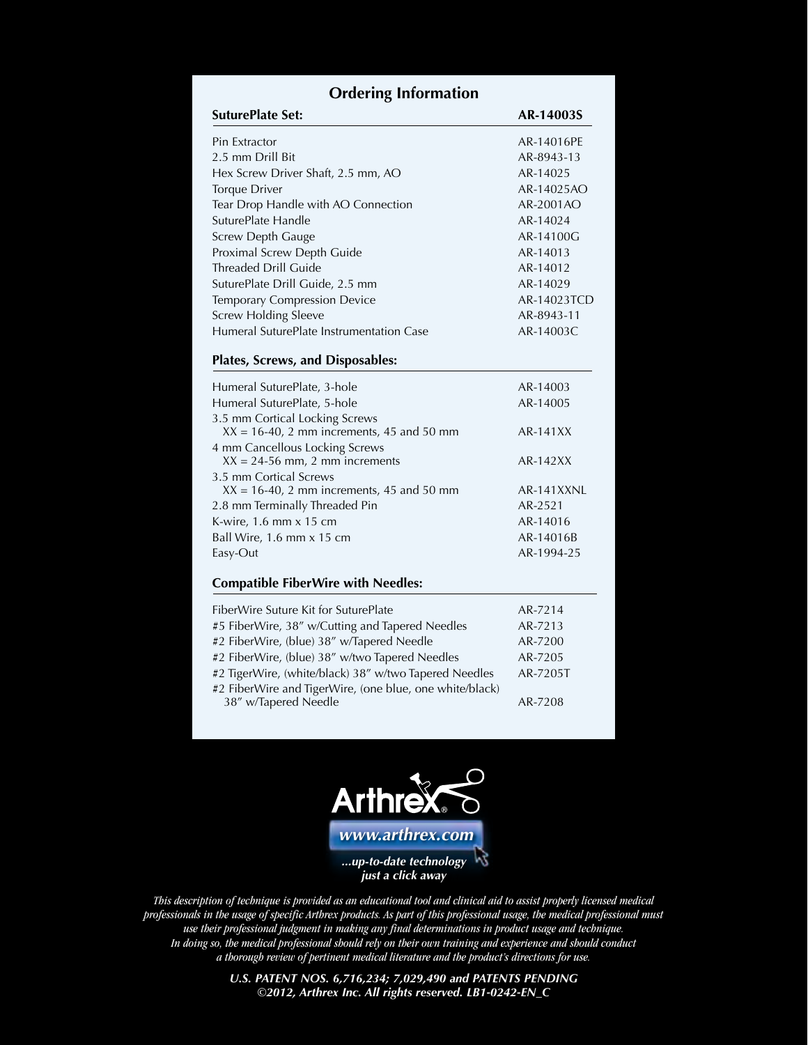## Ordering Information

| SuturePlate Set: | AR-14003S |
| --- | --- |
| Pin Extractor | AR-14016PE |
| 2.5 mm Drill Bit | AR-8943-13 |
| Hex Screw Driver Shaft, 2.5 mm, AO | AR-14025 |
| Torque Driver | AR-14025AO |
| Tear Drop Handle with AO Connection | AR-2001AO |
| SuturePlate Handle | AR-14024 |
| Screw Depth Gauge | AR-14100G |
| Proximal Screw Depth Guide | AR-14013 |
| Threaded Drill Guide | AR-14012 |
| SuturePlate Drill Guide, 2.5 mm | AR-14029 |
| Temporary Compression Device | AR-14023TCD |
| Screw Holding Sleeve | AR-8943-11 |
| Humeral SuturePlate Instrumentation Case | AR-14003C |

**Plates, Screws, and Disposables:**

| | |
| --- | --- |
| Humeral SuturePlate, 3-hole | AR-14003 |
| Humeral SuturePlate, 5-hole | AR-14005 |
| 3.5 mm Cortical Locking Screws<br>XX = 16-40, 2 mm increments, 45 and 50 mm | AR-141XX |
| 4 mm Cancellous Locking Screws<br>XX = 24-56 mm, 2 mm increments | AR-142XX |
| 3.5 mm Cortical Screws<br>XX = 16-40, 2 mm increments, 45 and 50 mm | AR-141XXNL |
| 2.8 mm Terminally Threaded Pin | AR-2521 |
| K-wire, 1.6 mm x 15 cm | AR-14016 |
| Ball Wire, 1.6 mm x 15 cm | AR-14016B |
| Easy-Out | AR-1994-25 |

**Compatible FiberWire with Needles:**

| | |
| --- | --- |
| FiberWire Suture Kit for SuturePlate | AR-7214 |
| #5 FiberWire, 38″ w/Cutting and Tapered Needles | AR-7213 |
| #2 FiberWire, (blue) 38″ w/Tapered Needle | AR-7200 |
| #2 FiberWire, (blue) 38″ w/two Tapered Needles | AR-7205 |
| #2 TigerWire, (white/black) 38″ w/two Tapered Needles | AR-7205T |
| #2 FiberWire and TigerWire, (one blue, one white/black) 38″ w/Tapered Needle | AR-7208 |

Arthrex®

www.arthrex.com

*...up-to-date technology just a click away*

*This description of technique is provided as an educational tool and clinical aid to assist properly licensed medical professionals in the usage of specific Arthrex products. As part of this professional usage, the medical professional must use their professional judgment in making any final determinations in product usage and technique. In doing so, the medical professional should rely on their own training and experience and should conduct a thorough review of pertinent medical literature and the product's directions for use.*

***U.S. PATENT NOS. 6,716,234; 7,029,490 and PATENTS PENDING***
***©2012, Arthrex Inc. All rights reserved. LB1-0242-EN_C***